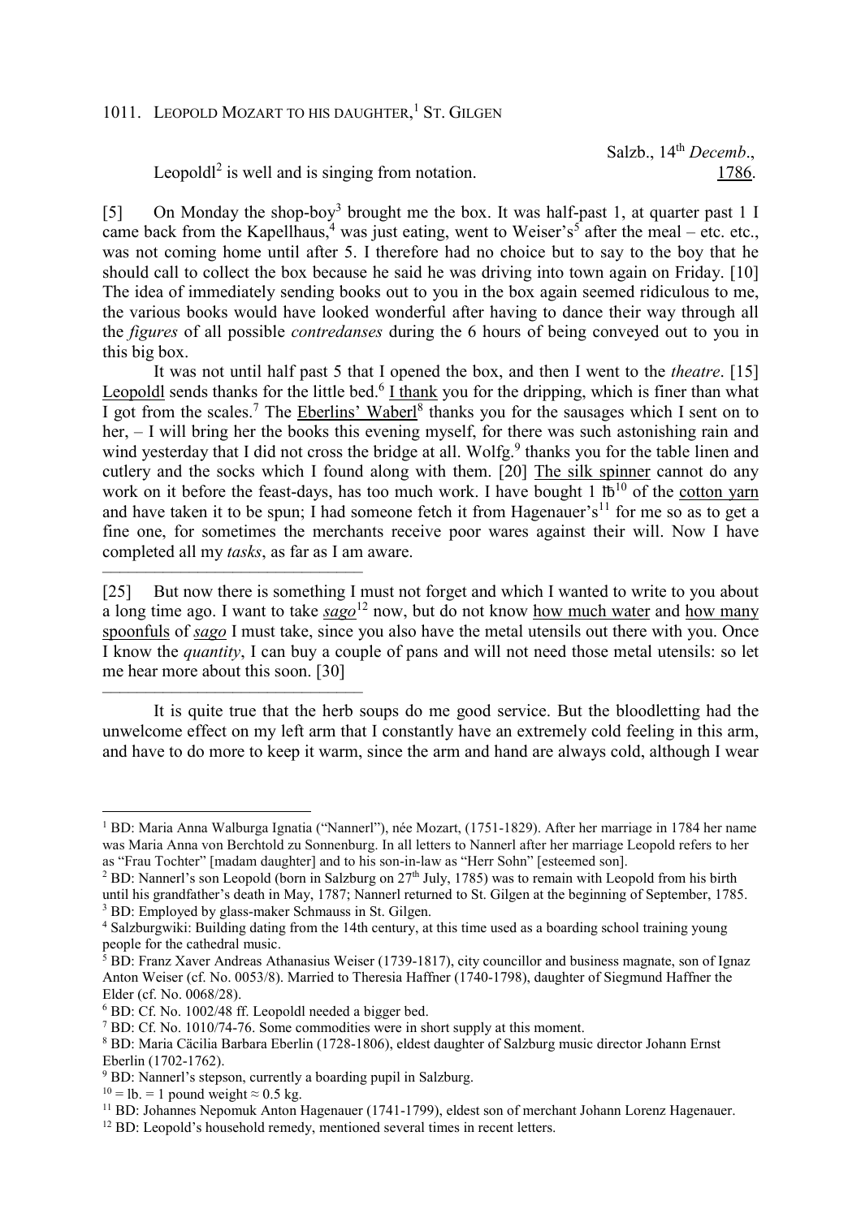## 1011. Leopold Mozart to his daughter,[1] St. Gilgen

Salzb., 14th *Decemb*., 1786.

Leopoldl[2] is well and is singing from notation.

[5] On Monday the shop-boy[3] brought me the box. It was half-past 1, at quarter past 1 I came back from the Kapellhaus,[4] was just eating, went to Weiser's[5] after the meal – etc. etc., was not coming home until after 5. I therefore had no choice but to say to the boy that he should call to collect the box because he said he was driving into town again on Friday. [10] The idea of immediately sending books out to you in the box again seemed ridiculous to me, the various books would have looked wonderful after having to dance their way through all the *figures* of all possible *contredanses* during the 6 hours of being conveyed out to you in this big box.

It was not until half past 5 that I opened the box, and then I went to the *theatre*. [15] Leopoldl sends thanks for the little bed.[6] I thank you for the dripping, which is finer than what I got from the scales.[7] The Eberlins' Waberl[8] thanks you for the sausages which I sent on to her, – I will bring her the books this evening myself, for there was such astonishing rain and wind yesterday that I did not cross the bridge at all. Wolfg.[9] thanks you for the table linen and cutlery and the socks which I found along with them. [20] The silk spinner cannot do any work on it before the feast-days, has too much work. I have bought 1 ℔[10] of the cotton yarn and have taken it to be spun; I had someone fetch it from Hagenauer's[11] for me so as to get a fine one, for sometimes the merchants receive poor wares against their will. Now I have completed all my *tasks*, as far as I am aware.

---

[25] But now there is something I must not forget and which I wanted to write to you about a long time ago. I want to take *sago*[12] now, but do not know how much water and how many spoonfuls of *sago* I must take, since you also have the metal utensils out there with you. Once I know the *quantity*, I can buy a couple of pans and will not need those metal utensils: so let me hear more about this soon. [30]

---

It is quite true that the herb soups do me good service. But the bloodletting had the unwelcome effect on my left arm that I constantly have an extremely cold feeling in this arm, and have to do more to keep it warm, since the arm and hand are always cold, although I wear

---

[1] BD: Maria Anna Walburga Ignatia ("Nannerl"), née Mozart, (1751-1829). After her marriage in 1784 her name was Maria Anna von Berchtold zu Sonnenburg. In all letters to Nannerl after her marriage Leopold refers to her as "Frau Tochter" [madam daughter] and to his son-in-law as "Herr Sohn" [esteemed son].

[2] BD: Nannerl's son Leopold (born in Salzburg on 27th July, 1785) was to remain with Leopold from his birth until his grandfather's death in May, 1787; Nannerl returned to St. Gilgen at the beginning of September, 1785.

[3] BD: Employed by glass-maker Schmauss in St. Gilgen.

[4] Salzburgwiki: Building dating from the 14th century, at this time used as a boarding school training young people for the cathedral music.

[5] BD: Franz Xaver Andreas Athanasius Weiser (1739-1817), city councillor and business magnate, son of Ignaz Anton Weiser (cf. No. 0053/8). Married to Theresia Haffner (1740-1798), daughter of Siegmund Haffner the Elder (cf. No. 0068/28).

[6] BD: Cf. No. 1002/48 ff. Leopoldl needed a bigger bed.

[7] BD: Cf. No. 1010/74-76. Some commodities were in short supply at this moment.

[8] BD: Maria Cäcilia Barbara Eberlin (1728-1806), eldest daughter of Salzburg music director Johann Ernst Eberlin (1702-1762).

[9] BD: Nannerl's stepson, currently a boarding pupil in Salzburg.

[10] = lb. = 1 pound weight ≈ 0.5 kg.

[11] BD: Johannes Nepomuk Anton Hagenauer (1741-1799), eldest son of merchant Johann Lorenz Hagenauer.

[12] BD: Leopold's household remedy, mentioned several times in recent letters.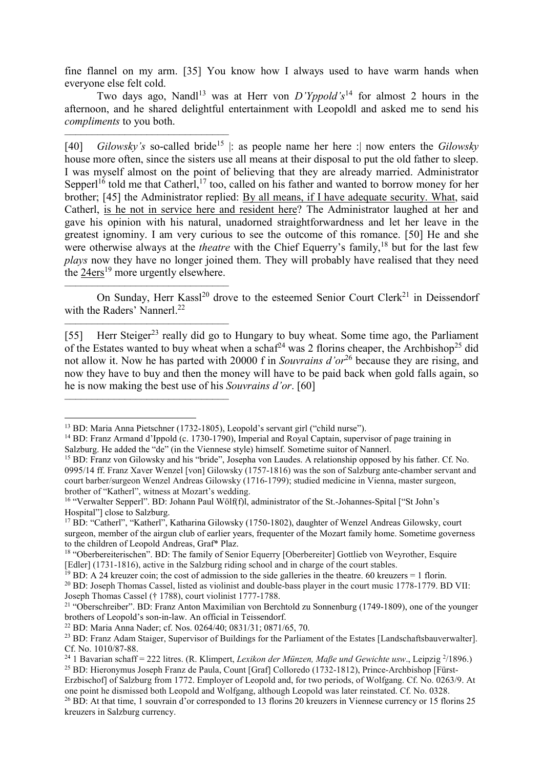fine flannel on my arm. [35] You know how I always used to have warm hands when everyone else felt cold.

Two days ago, Nandl[13] was at Herr von *D'Yppold's*[14] for almost 2 hours in the afternoon, and he shared delightful entertainment with Leopoldl and asked me to send his *compliments* to you both.

---

[40] *Gilowsky's* so-called bride[15] |: as people name her here :| now enters the *Gilowsky* house more often, since the sisters use all means at their disposal to put the old father to sleep. I was myself almost on the point of believing that they are already married. Administrator Sepperl[16] told me that Catherl,[17] too, called on his father and wanted to borrow money for her brother; [45] the Administrator replied: By all means, if I have adequate security. What, said Catherl, is he not in service here and resident here? The Administrator laughed at her and gave his opinion with his natural, unadorned straightforwardness and let her leave in the greatest ignominy. I am very curious to see the outcome of this romance. [50] He and she were otherwise always at the *theatre* with the Chief Equerry's family,[18] but for the last few *plays* now they have no longer joined them. They will probably have realised that they need the 24ers[19] more urgently elsewhere.

---

On Sunday, Herr Kassl[20] drove to the esteemed Senior Court Clerk[21] in Deissendorf with the Raders' Nannerl.[22]

---

[55] Herr Steiger[23] really did go to Hungary to buy wheat. Some time ago, the Parliament of the Estates wanted to buy wheat when a schaf[24] was 2 florins cheaper, the Archbishop[25] did not allow it. Now he has parted with 20000 f in *Souvrains d'or*[26] because they are rising, and now they have to buy and then the money will have to be paid back when gold falls again, so he is now making the best use of his *Souvrains d'or*. [60]

---

[13] BD: Maria Anna Pietschner (1732-1805), Leopold's servant girl ("child nurse").

[14] BD: Franz Armand d'Ippold (c. 1730-1790), Imperial and Royal Captain, supervisor of page training in Salzburg. He added the "de" (in the Viennese style) himself. Sometime suitor of Nannerl.

[15] BD: Franz von Gilowsky and his "bride", Josepha von Laudes. A relationship opposed by his father. Cf. No. 0995/14 ff. Franz Xaver Wenzel [von] Gilowsky (1757-1816) was the son of Salzburg ante-chamber servant and court barber/surgeon Wenzel Andreas Gilowsky (1716-1799); studied medicine in Vienna, master surgeon, brother of "Katherl", witness at Mozart's wedding.

[16] "Verwalter Sepperl". BD: Johann Paul Wölf(f)l, administrator of the St.-Johannes-Spital ["St John's Hospital"] close to Salzburg.

[17] BD: "Catherl", "Katherl", Katharina Gilowsky (1750-1802), daughter of Wenzel Andreas Gilowsky, court surgeon, member of the airgun club of earlier years, frequenter of the Mozart family home. Sometime governess to the children of Leopold Andreas, Graf* Plaz.

[18] "Oberbereiterischen". BD: The family of Senior Equerry [Oberbereiter] Gottlieb von Weyrother, Esquire [Edler] (1731-1816), active in the Salzburg riding school and in charge of the court stables.

[19] BD: A 24 kreuzer coin; the cost of admission to the side galleries in the theatre. 60 kreuzers = 1 florin.

[20] BD: Joseph Thomas Cassel, listed as violinist and double-bass player in the court music 1778-1779. BD VII: Joseph Thomas Cassel († 1788), court violinist 1777-1788.

[21] "Oberschreiber". BD: Franz Anton Maximilian von Berchtold zu Sonnenburg (1749-1809), one of the younger brothers of Leopold's son-in-law. An official in Teissendorf.

[22] BD: Maria Anna Nader; cf. Nos. 0264/40; 0831/31; 0871/65, 70.

[23] BD: Franz Adam Staiger, Supervisor of Buildings for the Parliament of the Estates [Landschaftsbauverwalter]. Cf. No. 1010/87-88.

[24] 1 Bavarian schaff = 222 litres. (R. Klimpert, *Lexikon der Münzen, Maße und Gewichte usw*., Leipzig 2/1896.)

[25] BD: Hieronymus Joseph Franz de Paula, Count [Graf] Colloredo (1732-1812), Prince-Archbishop [Fürst-Erzbischof] of Salzburg from 1772. Employer of Leopold and, for two periods, of Wolfgang. Cf. No. 0263/9. At one point he dismissed both Leopold and Wolfgang, although Leopold was later reinstated. Cf. No. 0328.

[26] BD: At that time, 1 souvrain d'or corresponded to 13 florins 20 kreuzers in Viennese currency or 15 florins 25 kreuzers in Salzburg currency.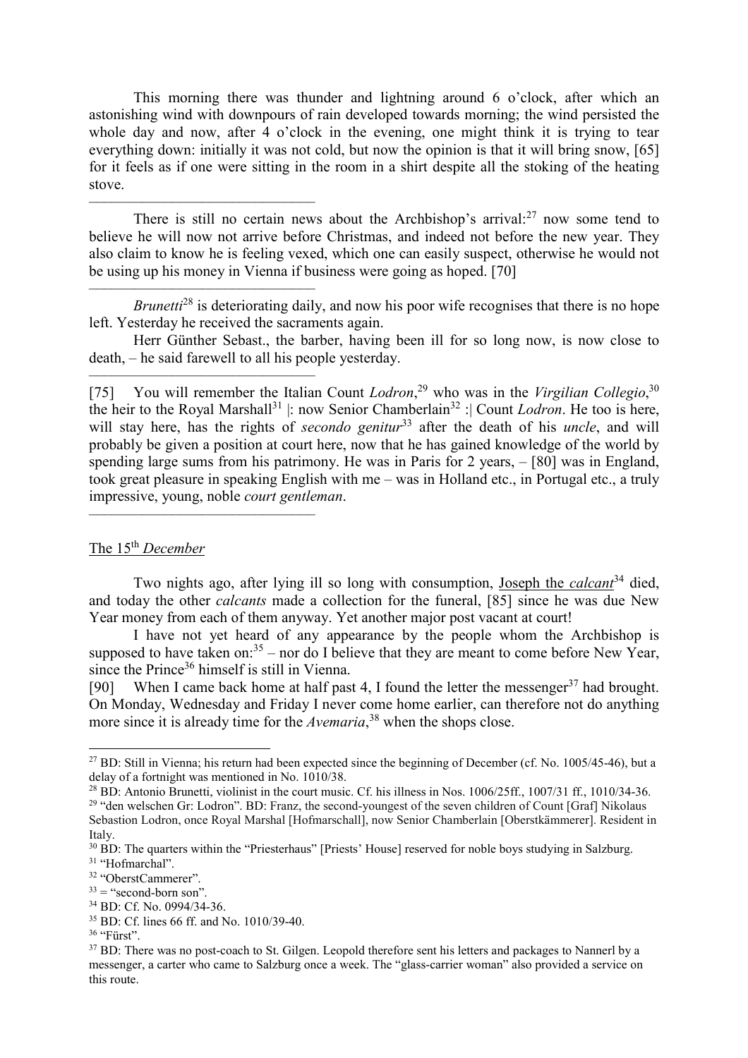This morning there was thunder and lightning around 6 o'clock, after which an astonishing wind with downpours of rain developed towards morning; the wind persisted the whole day and now, after 4 o'clock in the evening, one might think it is trying to tear everything down: initially it was not cold, but now the opinion is that it will bring snow, [65] for it feels as if one were sitting in the room in a shirt despite all the stoking of the heating stove.

———————————————

There is still no certain news about the Archbishop's arrival:[27] now some tend to believe he will now not arrive before Christmas, and indeed not before the new year. They also claim to know he is feeling vexed, which one can easily suspect, otherwise he would not be using up his money in Vienna if business were going as hoped. [70]

———————————————

*Brunetti*[28] is deteriorating daily, and now his poor wife recognises that there is no hope left. Yesterday he received the sacraments again.

Herr Günther Sebast., the barber, having been ill for so long now, is now close to death, – he said farewell to all his people yesterday.

———————————————

[75] You will remember the Italian Count *Lodron*,[29] who was in the *Virgilian Collegio*,[30] the heir to the Royal Marshall[31] |: now Senior Chamberlain[32] :| Count *Lodron*. He too is here, will stay here, has the rights of *secondo genitur*[33] after the death of his *uncle*, and will probably be given a position at court here, now that he has gained knowledge of the world by spending large sums from his patrimony. He was in Paris for 2 years, – [80] was in England, took great pleasure in speaking English with me – was in Holland etc., in Portugal etc., a truly impressive, young, noble *court gentleman*.

———————————————

The 15th *December*

Two nights ago, after lying ill so long with consumption, Joseph the *calcant*[34] died, and today the other *calcants* made a collection for the funeral, [85] since he was due New Year money from each of them anyway. Yet another major post vacant at court!

I have not yet heard of any appearance by the people whom the Archbishop is supposed to have taken on:[35] – nor do I believe that they are meant to come before New Year, since the Prince[36] himself is still in Vienna.

[90] When I came back home at half past 4, I found the letter the messenger[37] had brought. On Monday, Wednesday and Friday I never come home earlier, can therefore not do anything more since it is already time for the *Avemaria*,[38] when the shops close.

---

[27] BD: Still in Vienna; his return had been expected since the beginning of December (cf. No. 1005/45-46), but a delay of a fortnight was mentioned in No. 1010/38.

[28] BD: Antonio Brunetti, violinist in the court music. Cf. his illness in Nos. 1006/25ff., 1007/31 ff., 1010/34-36.

[29] "den welschen Gr: Lodron". BD: Franz, the second-youngest of the seven children of Count [Graf] Nikolaus Sebastion Lodron, once Royal Marshal [Hofmarschall], now Senior Chamberlain [Oberstkämmerer]. Resident in Italy.

[30] BD: The quarters within the "Priesterhaus" [Priests' House] reserved for noble boys studying in Salzburg.

[31] "Hofmarchal".

[32] "OberstCammerer".

[33] = "second-born son".

[34] BD: Cf. No. 0994/34-36.

[35] BD: Cf. lines 66 ff. and No. 1010/39-40.

[36] "Fürst".

[37] BD: There was no post-coach to St. Gilgen. Leopold therefore sent his letters and packages to Nannerl by a messenger, a carter who came to Salzburg once a week. The "glass-carrier woman" also provided a service on this route.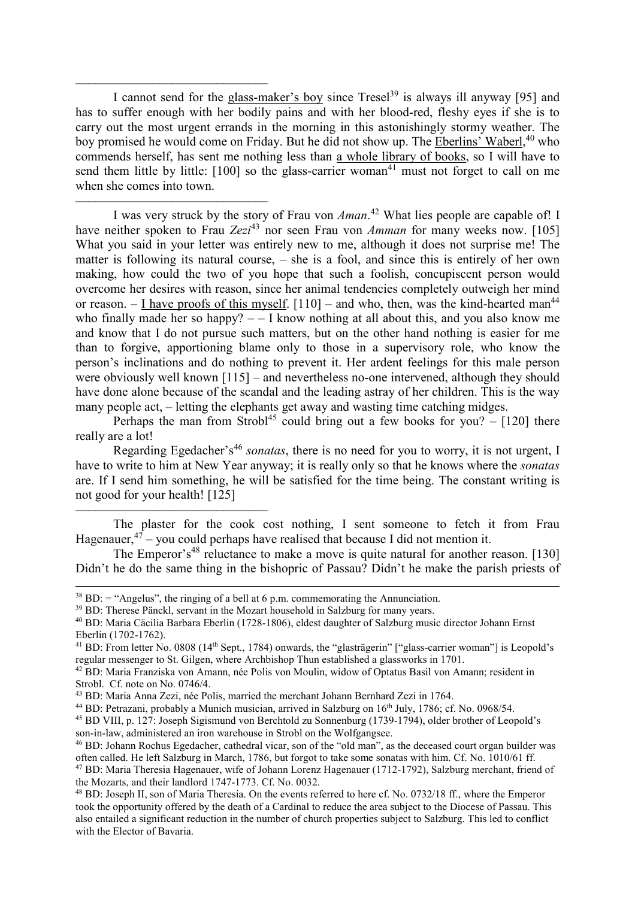―――――――――――――――――

I cannot send for the <u>glass-maker's boy</u> since Tresel[39] is always ill anyway [95] and has to suffer enough with her bodily pains and with her blood-red, fleshy eyes if she is to carry out the most urgent errands in the morning in this astonishingly stormy weather. The boy promised he would come on Friday. But he did not show up. The <u>Eberlins' Waberl</u>,[40] who commends herself, has sent me nothing less than <u>a whole library of books</u>, so I will have to send them little by little: [100] so the glass-carrier woman[41] must not forget to call on me when she comes into town.

―――――――――――――――――

I was very struck by the story of Frau von *Aman*.[42] What lies people are capable of! I have neither spoken to Frau *Zezi*[43] nor seen Frau von *Amman* for many weeks now. [105] What you said in your letter was entirely new to me, although it does not surprise me! The matter is following its natural course, – she is a fool, and since this is entirely of her own making, how could the two of you hope that such a foolish, concupiscent person would overcome her desires with reason, since her animal tendencies completely outweigh her mind or reason. – <u>I have proofs of this myself</u>. [110] – and who, then, was the kind-hearted man[44] who finally made her so happy? – – I know nothing at all about this, and you also know me and know that I do not pursue such matters, but on the other hand nothing is easier for me than to forgive, apportioning blame only to those in a supervisory role, who know the person's inclinations and do nothing to prevent it. Her ardent feelings for this male person were obviously well known [115] – and nevertheless no-one intervened, although they should have done alone because of the scandal and the leading astray of her children. This is the way many people act, – letting the elephants get away and wasting time catching midges.

Perhaps the man from Strobl[45] could bring out a few books for you? – [120] there really are a lot!

Regarding Egedacher's[46] *sonatas*, there is no need for you to worry, it is not urgent, I have to write to him at New Year anyway; it is really only so that he knows where the *sonatas* are. If I send him something, he will be satisfied for the time being. The constant writing is not good for your health! [125]

―――――――――――――――――

The plaster for the cook cost nothing, I sent someone to fetch it from Frau Hagenauer,[47] – you could perhaps have realised that because I did not mention it.

The Emperor's[48] reluctance to make a move is quite natural for another reason. [130] Didn't he do the same thing in the bishopric of Passau? Didn't he make the parish priests of

---

[38] BD: = "Angelus", the ringing of a bell at 6 p.m. commemorating the Annunciation.

[39] BD: Therese Pänckl, servant in the Mozart household in Salzburg for many years.

[40] BD: Maria Cäcilia Barbara Eberlin (1728-1806), eldest daughter of Salzburg music director Johann Ernst Eberlin (1702-1762).

[41] BD: From letter No. 0808 (14th Sept., 1784) onwards, the "glasträgerin" ["glass-carrier woman"] is Leopold's regular messenger to St. Gilgen, where Archbishop Thun established a glassworks in 1701.

[42] BD: Maria Franziska von Amann, née Polis von Moulin, widow of Optatus Basil von Amann; resident in Strobl. Cf. note on No. 0746/4.

[43] BD: Maria Anna Zezi, née Polis, married the merchant Johann Bernhard Zezi in 1764.

[44] BD: Petrazani, probably a Munich musician, arrived in Salzburg on 16th July, 1786; cf. No. 0968/54.

[45] BD VIII, p. 127: Joseph Sigismund von Berchtold zu Sonnenburg (1739-1794), older brother of Leopold's son-in-law, administered an iron warehouse in Strobl on the Wolfgangsee.

[46] BD: Johann Rochus Egedacher, cathedral vicar, son of the "old man", as the deceased court organ builder was often called. He left Salzburg in March, 1786, but forgot to take some sonatas with him. Cf. No. 1010/61 ff.

[47] BD: Maria Theresia Hagenauer, wife of Johann Lorenz Hagenauer (1712-1792), Salzburg merchant, friend of the Mozarts, and their landlord 1747-1773. Cf. No. 0032.

[48] BD: Joseph II, son of Maria Theresia. On the events referred to here cf. No. 0732/18 ff., where the Emperor took the opportunity offered by the death of a Cardinal to reduce the area subject to the Diocese of Passau. This also entailed a significant reduction in the number of church properties subject to Salzburg. This led to conflict with the Elector of Bavaria.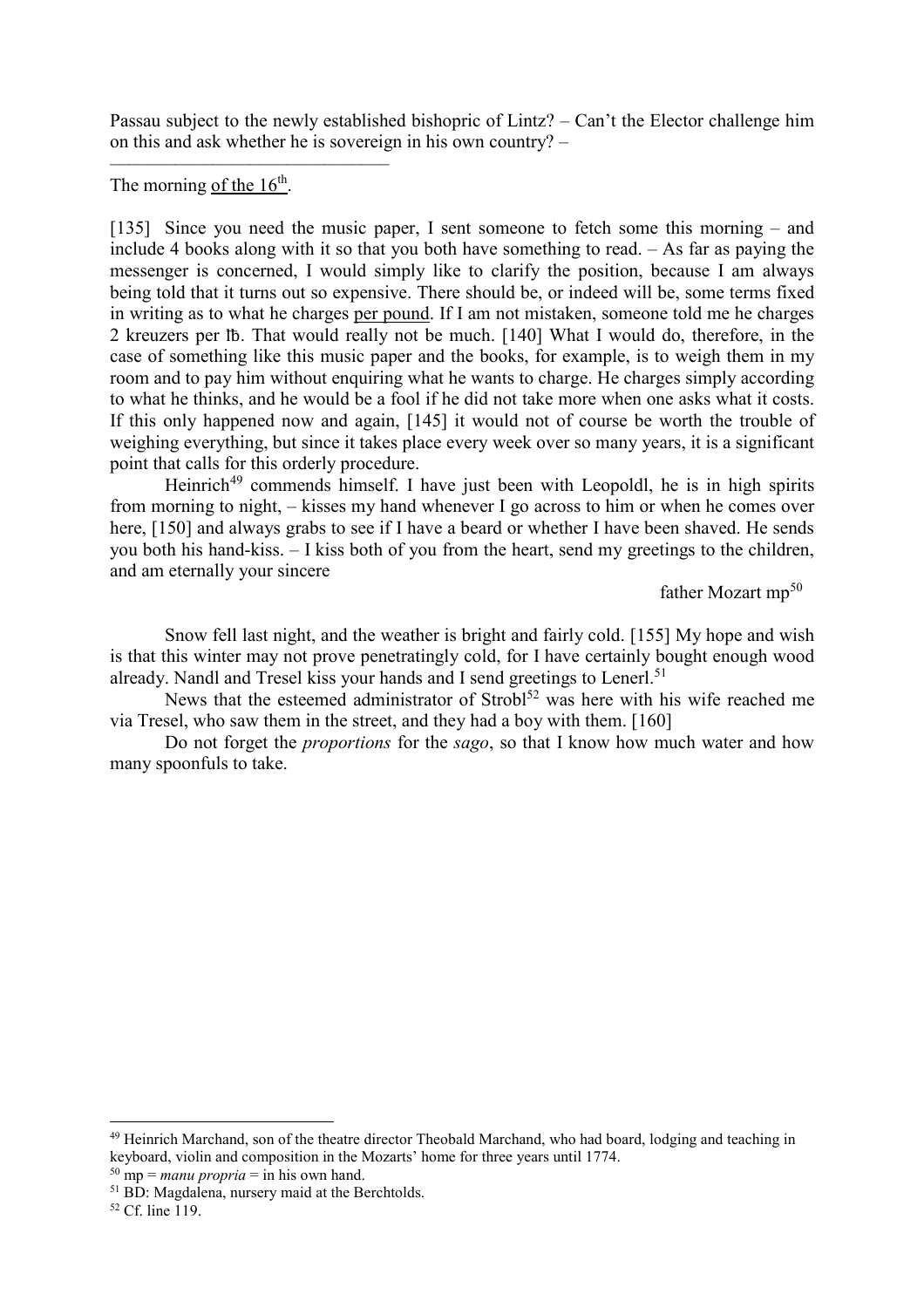Passau subject to the newly established bishopric of Lintz? – Can't the Elector challenge him on this and ask whether he is sovereign in his own country? –

---

The morning <u>of the 16th</u>.

[135] Since you need the music paper, I sent someone to fetch some this morning – and include 4 books along with it so that you both have something to read. – As far as paying the messenger is concerned, I would simply like to clarify the position, because I am always being told that it turns out so expensive. There should be, or indeed will be, some terms fixed in writing as to what he charges <u>per pound</u>. If I am not mistaken, someone told me he charges 2 kreuzers per ℔. That would really not be much. [140] What I would do, therefore, in the case of something like this music paper and the books, for example, is to weigh them in my room and to pay him without enquiring what he wants to charge. He charges simply according to what he thinks, and he would be a fool if he did not take more when one asks what it costs. If this only happened now and again, [145] it would not of course be worth the trouble of weighing everything, but since it takes place every week over so many years, it is a significant point that calls for this orderly procedure.

Heinrich[49] commends himself. I have just been with Leopoldl, he is in high spirits from morning to night, – kisses my hand whenever I go across to him or when he comes over here, [150] and always grabs to see if I have a beard or whether I have been shaved. He sends you both his hand-kiss. – I kiss both of you from the heart, send my greetings to the children, and am eternally your sincere

father Mozart mp[50]

Snow fell last night, and the weather is bright and fairly cold. [155] My hope and wish is that this winter may not prove penetratingly cold, for I have certainly bought enough wood already. Nandl and Tresel kiss your hands and I send greetings to Lenerl.[51]

News that the esteemed administrator of Strobl[52] was here with his wife reached me via Tresel, who saw them in the street, and they had a boy with them. [160]

Do not forget the *proportions* for the *sago*, so that I know how much water and how many spoonfuls to take.

---

[49] Heinrich Marchand, son of the theatre director Theobald Marchand, who had board, lodging and teaching in keyboard, violin and composition in the Mozarts' home for three years until 1774.

[50] mp = *manu propria* = in his own hand.

[51] BD: Magdalena, nursery maid at the Berchtolds.

[52] Cf. line 119.